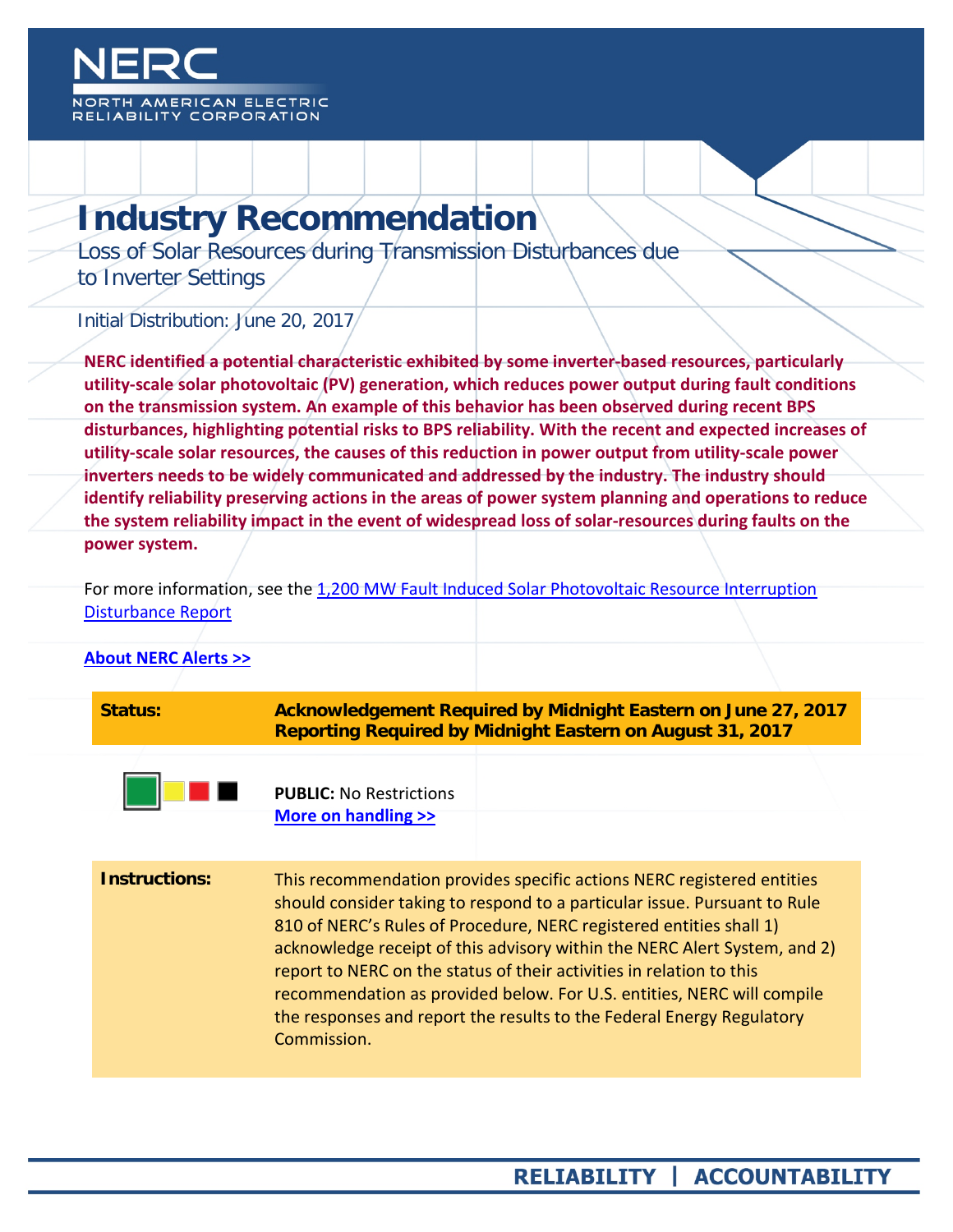NERC

NORTH AMERICAN ELECTRIC RELIABILITY CORPORATION

# Industry Recommendation

## Loss of Solar Resources during Transmission Disturbances due to Inverter Settings

Initial Distribution: June 20, 2017

**NERC identified a potential characteristic exhibited by some inverter-based resources, particularly utility-scale solar photovoltaic (PV) generation, which reduces power output during fault conditions on the transmission system. An example of this behavior has been observed during recent BPS disturbances, highlighting potential risks to BPS reliability. With the recent and expected increases of utility-scale solar resources, the causes of this reduction in power output from utility-scale power inverters needs to be widely communicated and addressed by the industry. The industry should identify reliability preserving actions in the areas of power system planning and operations to reduce the system reliability impact in the event of widespread loss of solar-resources during faults on the power system.**

For more information, see the [1,200 MW Fault Induced Solar Photovoltaic Resource Interruption Disturbance Report]

[**About NERC Alerts >>**]

| **Status:** | **Acknowledgement Required by Midnight Eastern on June 27, 2017**<br>**Reporting Required by Midnight Eastern on August 31, 2017** |
|---|---|

**PUBLIC:** No Restrictions
[**More on handling >>**]

| **Instructions:** | This recommendation provides specific actions NERC registered entities should consider taking to respond to a particular issue. Pursuant to Rule 810 of NERC's Rules of Procedure, NERC registered entities shall 1) acknowledge receipt of this advisory within the NERC Alert System, and 2) report to NERC on the status of their activities in relation to this recommendation as provided below. For U.S. entities, NERC will compile the responses and report the results to the Federal Energy Regulatory Commission. |
|---|---|

RELIABILITY | ACCOUNTABILITY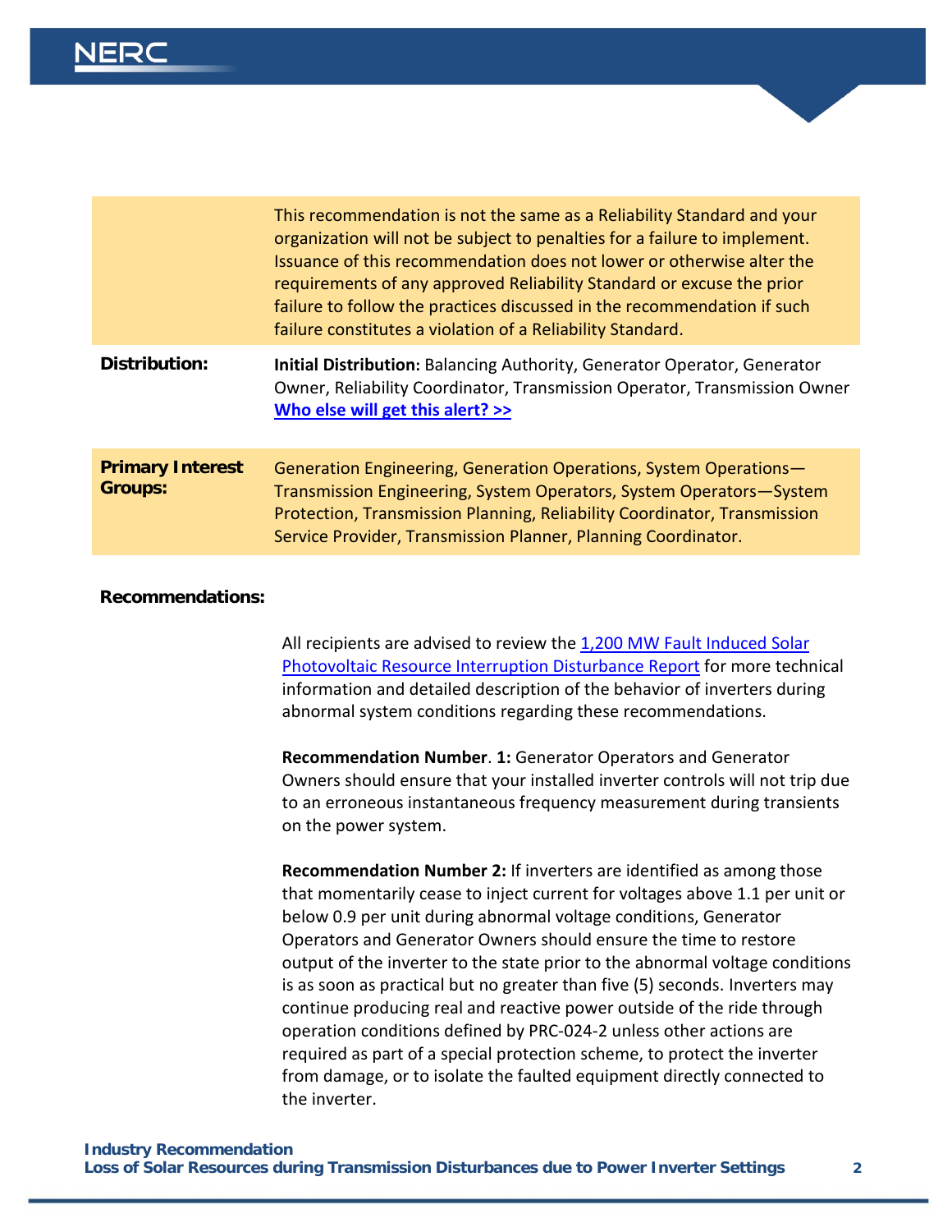| | |
|---|---|
| | This recommendation is not the same as a Reliability Standard and your organization will not be subject to penalties for a failure to implement. Issuance of this recommendation does not lower or otherwise alter the requirements of any approved Reliability Standard or excuse the prior failure to follow the practices discussed in the recommendation if such failure constitutes a violation of a Reliability Standard. |
| **Distribution:** | **Initial Distribution:** Balancing Authority, Generator Operator, Generator Owner, Reliability Coordinator, Transmission Operator, Transmission Owner [**Who else will get this alert? >>**] |
| **Primary Interest Groups:** | Generation Engineering, Generation Operations, System Operations—Transmission Engineering, System Operators, System Operators—System Protection, Transmission Planning, Reliability Coordinator, Transmission Service Provider, Transmission Planner, Planning Coordinator. |

**Recommendations:**

All recipients are advised to review the 1,200 MW Fault Induced Solar Photovoltaic Resource Interruption Disturbance Report for more technical information and detailed description of the behavior of inverters during abnormal system conditions regarding these recommendations.

**Recommendation Number**. **1:** Generator Operators and Generator Owners should ensure that your installed inverter controls will not trip due to an erroneous instantaneous frequency measurement during transients on the power system.

**Recommendation Number 2:** If inverters are identified as among those that momentarily cease to inject current for voltages above 1.1 per unit or below 0.9 per unit during abnormal voltage conditions, Generator Operators and Generator Owners should ensure the time to restore output of the inverter to the state prior to the abnormal voltage conditions is as soon as practical but no greater than five (5) seconds. Inverters may continue producing real and reactive power outside of the ride through operation conditions defined by PRC-024-2 unless other actions are required as part of a special protection scheme, to protect the inverter from damage, or to isolate the faulted equipment directly connected to the inverter.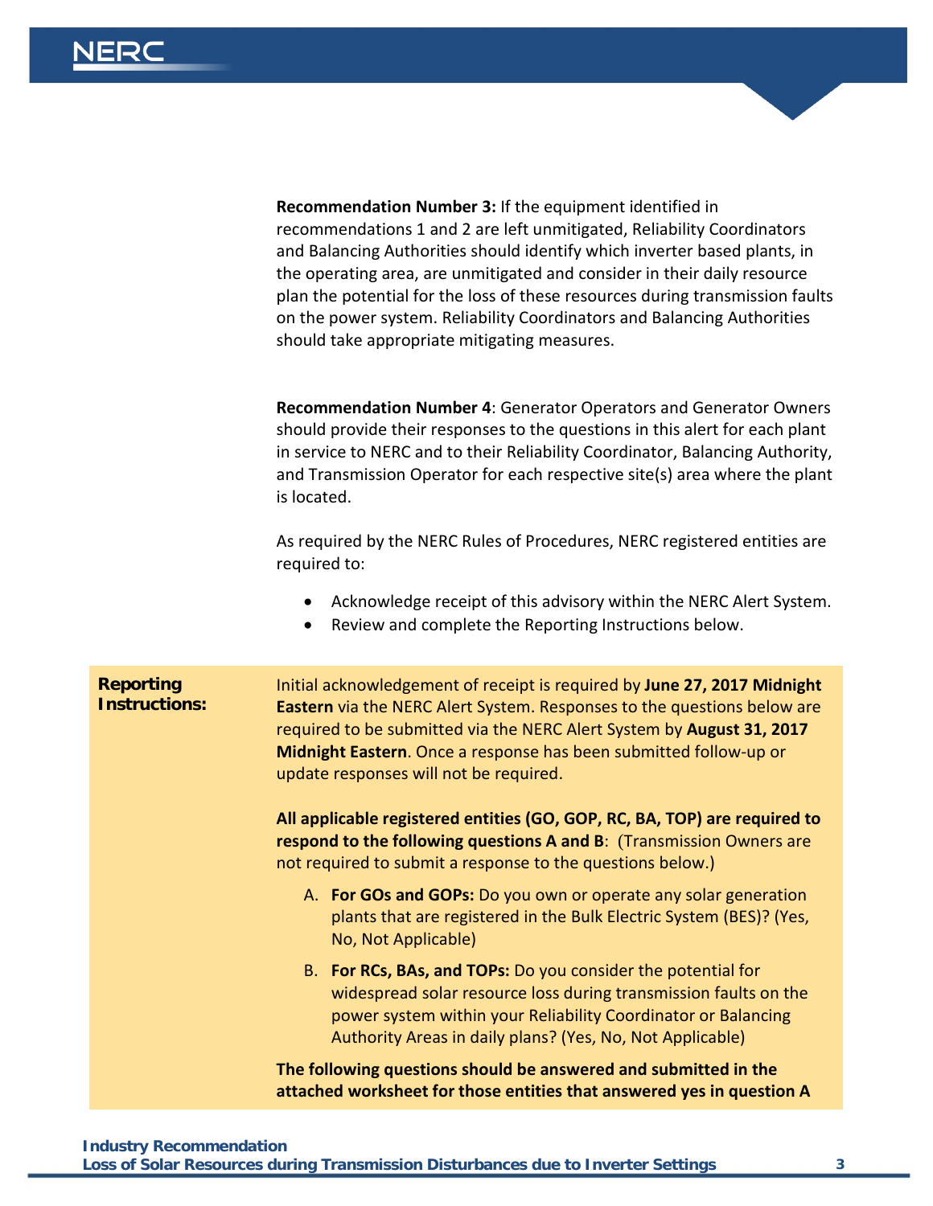**Recommendation Number 3:** If the equipment identified in recommendations 1 and 2 are left unmitigated, Reliability Coordinators and Balancing Authorities should identify which inverter based plants, in the operating area, are unmitigated and consider in their daily resource plan the potential for the loss of these resources during transmission faults on the power system. Reliability Coordinators and Balancing Authorities should take appropriate mitigating measures.

**Recommendation Number 4**: Generator Operators and Generator Owners should provide their responses to the questions in this alert for each plant in service to NERC and to their Reliability Coordinator, Balancing Authority, and Transmission Operator for each respective site(s) area where the plant is located.

As required by the NERC Rules of Procedures, NERC registered entities are required to:

- Acknowledge receipt of this advisory within the NERC Alert System.
- Review and complete the Reporting Instructions below.

**Reporting Instructions:**

Initial acknowledgement of receipt is required by **June 27, 2017 Midnight Eastern** via the NERC Alert System. Responses to the questions below are required to be submitted via the NERC Alert System by **August 31, 2017 Midnight Eastern**. Once a response has been submitted follow-up or update responses will not be required.

**All applicable registered entities (GO, GOP, RC, BA, TOP) are required to respond to the following questions A and B**: (Transmission Owners are not required to submit a response to the questions below.)

A. **For GOs and GOPs:** Do you own or operate any solar generation plants that are registered in the Bulk Electric System (BES)? (Yes, No, Not Applicable)

B. **For RCs, BAs, and TOPs:** Do you consider the potential for widespread solar resource loss during transmission faults on the power system within your Reliability Coordinator or Balancing Authority Areas in daily plans? (Yes, No, Not Applicable)

**The following questions should be answered and submitted in the attached worksheet for those entities that answered yes in question A**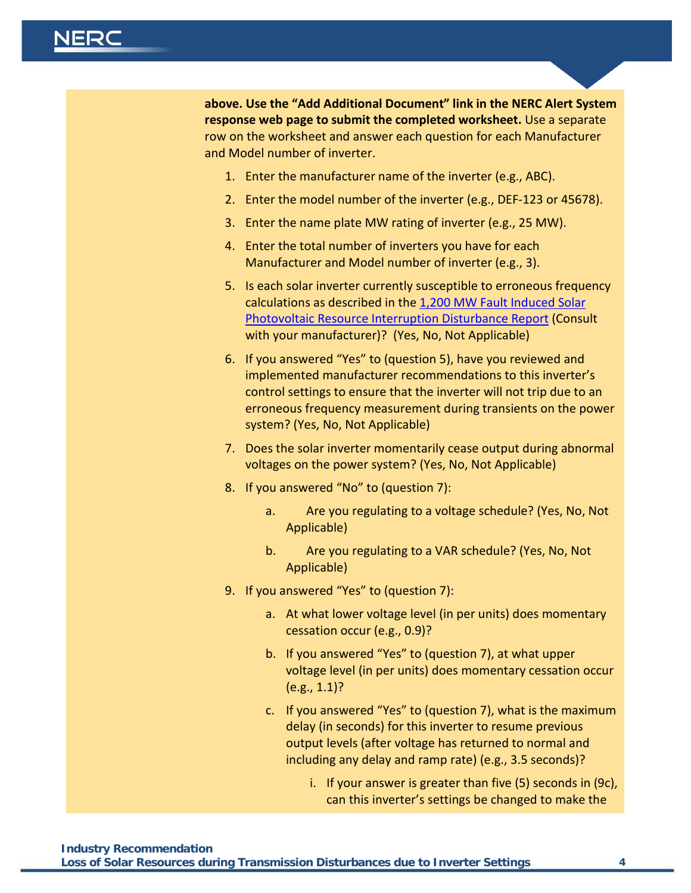**above. Use the "Add Additional Document" link in the NERC Alert System response web page to submit the completed worksheet.** Use a separate row on the worksheet and answer each question for each Manufacturer and Model number of inverter.

1. Enter the manufacturer name of the inverter (e.g., ABC).
2. Enter the model number of the inverter (e.g., DEF-123 or 45678).
3. Enter the name plate MW rating of inverter (e.g., 25 MW).
4. Enter the total number of inverters you have for each Manufacturer and Model number of inverter (e.g., 3).
5. Is each solar inverter currently susceptible to erroneous frequency calculations as described in the [1,200 MW Fault Induced Solar Photovoltaic Resource Interruption Disturbance Report](#) (Consult with your manufacturer)? (Yes, No, Not Applicable)
6. If you answered "Yes" to (question 5), have you reviewed and implemented manufacturer recommendations to this inverter's control settings to ensure that the inverter will not trip due to an erroneous frequency measurement during transients on the power system? (Yes, No, Not Applicable)
7. Does the solar inverter momentarily cease output during abnormal voltages on the power system? (Yes, No, Not Applicable)
8. If you answered "No" to (question 7):
    a. Are you regulating to a voltage schedule? (Yes, No, Not Applicable)
    b. Are you regulating to a VAR schedule? (Yes, No, Not Applicable)
9. If you answered "Yes" to (question 7):
    a. At what lower voltage level (in per units) does momentary cessation occur (e.g., 0.9)?
    b. If you answered "Yes" to (question 7), at what upper voltage level (in per units) does momentary cessation occur (e.g., 1.1)?
    c. If you answered "Yes" to (question 7), what is the maximum delay (in seconds) for this inverter to resume previous output levels (after voltage has returned to normal and including any delay and ramp rate) (e.g., 3.5 seconds)?
        i. If your answer is greater than five (5) seconds in (9c), can this inverter's settings be changed to make the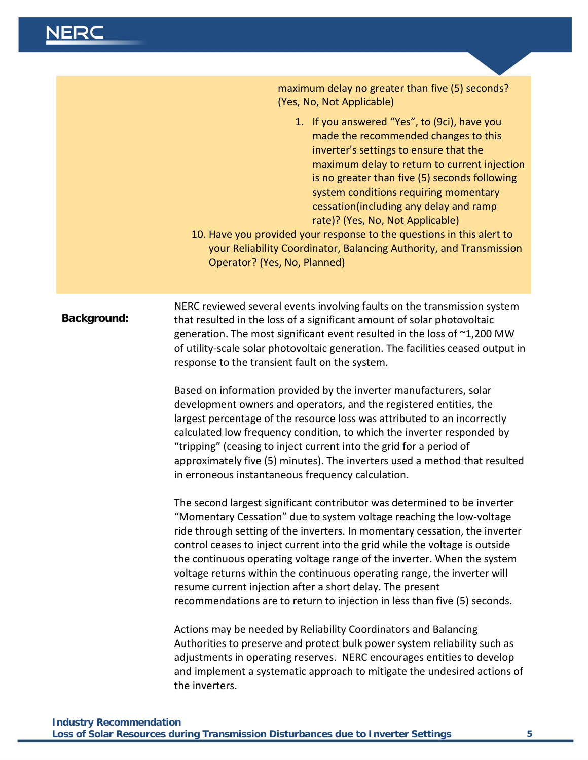maximum delay no greater than five (5) seconds? (Yes, No, Not Applicable)

1. If you answered "Yes", to (9ci), have you made the recommended changes to this inverter's settings to ensure that the maximum delay to return to current injection is no greater than five (5) seconds following system conditions requiring momentary cessation(including any delay and ramp rate)? (Yes, No, Not Applicable)

10. Have you provided your response to the questions in this alert to your Reliability Coordinator, Balancing Authority, and Transmission Operator? (Yes, No, Planned)

**Background:**

NERC reviewed several events involving faults on the transmission system that resulted in the loss of a significant amount of solar photovoltaic generation. The most significant event resulted in the loss of ~1,200 MW of utility-scale solar photovoltaic generation. The facilities ceased output in response to the transient fault on the system.

Based on information provided by the inverter manufacturers, solar development owners and operators, and the registered entities, the largest percentage of the resource loss was attributed to an incorrectly calculated low frequency condition, to which the inverter responded by "tripping" (ceasing to inject current into the grid for a period of approximately five (5) minutes). The inverters used a method that resulted in erroneous instantaneous frequency calculation.

The second largest significant contributor was determined to be inverter "Momentary Cessation" due to system voltage reaching the low-voltage ride through setting of the inverters. In momentary cessation, the inverter control ceases to inject current into the grid while the voltage is outside the continuous operating voltage range of the inverter. When the system voltage returns within the continuous operating range, the inverter will resume current injection after a short delay. The present recommendations are to return to injection in less than five (5) seconds.

Actions may be needed by Reliability Coordinators and Balancing Authorities to preserve and protect bulk power system reliability such as adjustments in operating reserves. NERC encourages entities to develop and implement a systematic approach to mitigate the undesired actions of the inverters.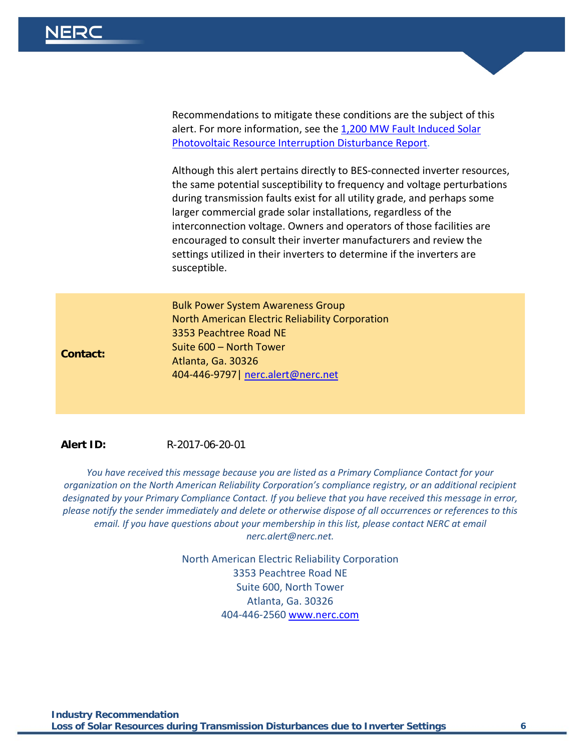Recommendations to mitigate these conditions are the subject of this alert. For more information, see the [1,200 MW Fault Induced Solar Photovoltaic Resource Interruption Disturbance Report](#).

Although this alert pertains directly to BES-connected inverter resources, the same potential susceptibility to frequency and voltage perturbations during transmission faults exist for all utility grade, and perhaps some larger commercial grade solar installations, regardless of the interconnection voltage. Owners and operators of those facilities are encouraged to consult their inverter manufacturers and review the settings utilized in their inverters to determine if the inverters are susceptible.

| | |
|---|---|
| **Contact:** | Bulk Power System Awareness Group<br>North American Electric Reliability Corporation<br>3353 Peachtree Road NE<br>Suite 600 – North Tower<br>Atlanta, Ga. 30326<br>404-446-9797 \| nerc.alert@nerc.net |

**Alert ID:** R-2017-06-20-01

*You have received this message because you are listed as a Primary Compliance Contact for your organization on the North American Reliability Corporation's compliance registry, or an additional recipient designated by your Primary Compliance Contact. If you believe that you have received this message in error, please notify the sender immediately and delete or otherwise dispose of all occurrences or references to this email. If you have questions about your membership in this list, please contact NERC at email nerc.alert@nerc.net.*

North American Electric Reliability Corporation
3353 Peachtree Road NE
Suite 600, North Tower
Atlanta, Ga. 30326
404-446-2560 www.nerc.com